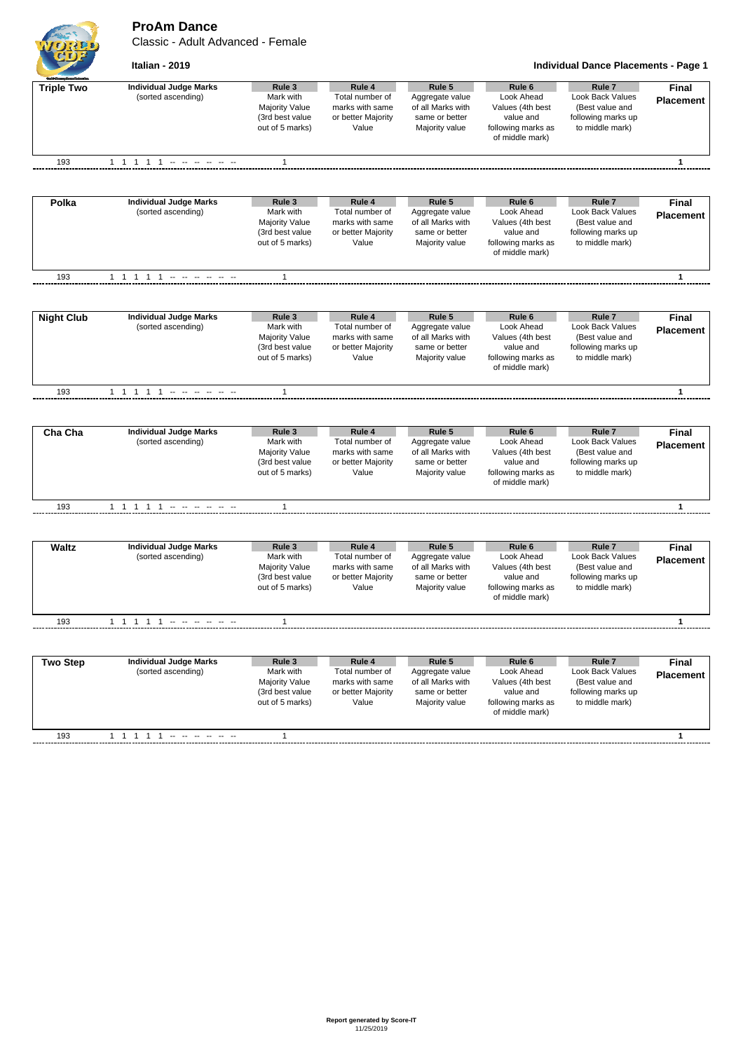# ProAm Dance

Classic - Adult Advanced - Female

**Italian - 2019**

**Individual Dance Placements - Page 1**

| Triple Two | Individual Judge Marks (sorted ascending) | Rule 3 Mark with Majority Value (3rd best value out of 5 marks) | Rule 4 Total number of marks with same or better Majority Value | Rule 5 Aggregate value of all Marks with same or better Majority value | Rule 6 Look Ahead Values (4th best value and following marks as of middle mark) | Rule 7 Look Back Values (Best value and following marks up to middle mark) | Final Placement |
|---|---|---|---|---|---|---|---|
| 193 | 1 1 1 1 1 -- -- -- -- -- -- | 1 | | | | | 1 |

| Polka | Individual Judge Marks (sorted ascending) | Rule 3 Mark with Majority Value (3rd best value out of 5 marks) | Rule 4 Total number of marks with same or better Majority Value | Rule 5 Aggregate value of all Marks with same or better Majority value | Rule 6 Look Ahead Values (4th best value and following marks as of middle mark) | Rule 7 Look Back Values (Best value and following marks up to middle mark) | Final Placement |
|---|---|---|---|---|---|---|---|
| 193 | 1 1 1 1 1 -- -- -- -- -- -- | 1 | | | | | 1 |

| Night Club | Individual Judge Marks (sorted ascending) | Rule 3 Mark with Majority Value (3rd best value out of 5 marks) | Rule 4 Total number of marks with same or better Majority Value | Rule 5 Aggregate value of all Marks with same or better Majority value | Rule 6 Look Ahead Values (4th best value and following marks as of middle mark) | Rule 7 Look Back Values (Best value and following marks up to middle mark) | Final Placement |
|---|---|---|---|---|---|---|---|
| 193 | 1 1 1 1 1 -- -- -- -- -- -- | 1 | | | | | 1 |

| Cha Cha | Individual Judge Marks (sorted ascending) | Rule 3 Mark with Majority Value (3rd best value out of 5 marks) | Rule 4 Total number of marks with same or better Majority Value | Rule 5 Aggregate value of all Marks with same or better Majority value | Rule 6 Look Ahead Values (4th best value and following marks as of middle mark) | Rule 7 Look Back Values (Best value and following marks up to middle mark) | Final Placement |
|---|---|---|---|---|---|---|---|
| 193 | 1 1 1 1 1 -- -- -- -- -- -- | 1 | | | | | 1 |

| Waltz | Individual Judge Marks (sorted ascending) | Rule 3 Mark with Majority Value (3rd best value out of 5 marks) | Rule 4 Total number of marks with same or better Majority Value | Rule 5 Aggregate value of all Marks with same or better Majority value | Rule 6 Look Ahead Values (4th best value and following marks as of middle mark) | Rule 7 Look Back Values (Best value and following marks up to middle mark) | Final Placement |
|---|---|---|---|---|---|---|---|
| 193 | 1 1 1 1 1 -- -- -- -- -- -- | 1 | | | | | 1 |

| Two Step | Individual Judge Marks (sorted ascending) | Rule 3 Mark with Majority Value (3rd best value out of 5 marks) | Rule 4 Total number of marks with same or better Majority Value | Rule 5 Aggregate value of all Marks with same or better Majority value | Rule 6 Look Ahead Values (4th best value and following marks as of middle mark) | Rule 7 Look Back Values (Best value and following marks up to middle mark) | Final Placement |
|---|---|---|---|---|---|---|---|
| 193 | 1 1 1 1 1 -- -- -- -- -- -- | 1 | | | | | 1 |

**Report generated by Score-IT**
11/25/2019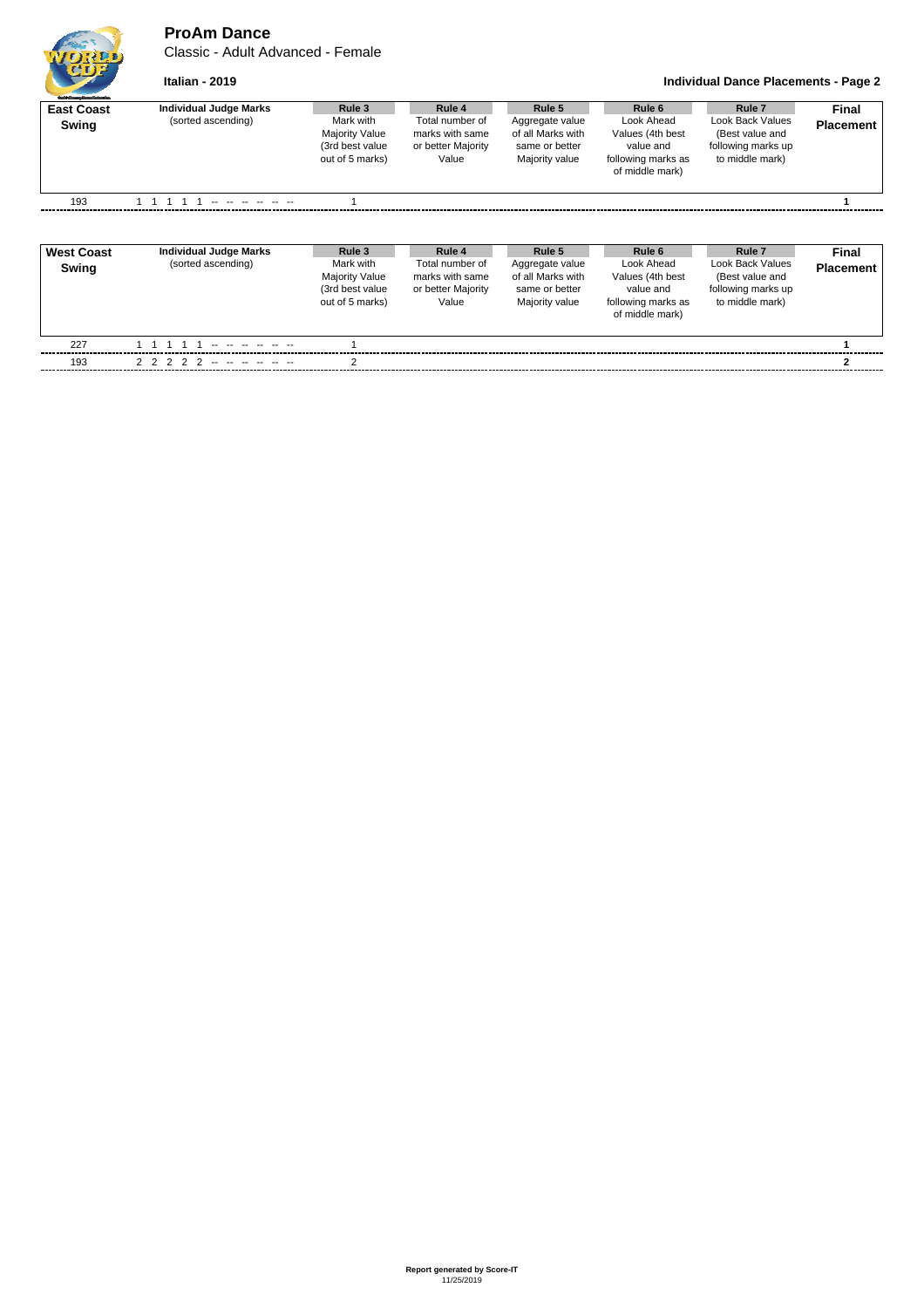# ProAm Dance

Classic - Adult Advanced - Female

**Italian - 2019**

**Individual Dance Placements - Page 2**

| **East Coast Swing** | **Individual Judge Marks** (sorted ascending) | **Rule 3** Mark with Majority Value (3rd best value out of 5 marks) | **Rule 4** Total number of marks with same or better Majority Value | **Rule 5** Aggregate value of all Marks with same or better Majority value | **Rule 6** Look Ahead Values (4th best value and following marks as of middle mark) | **Rule 7** Look Back Values (Best value and following marks up to middle mark) | **Final Placement** |
|---|---|---|---|---|---|---|---|
| 193 | 1 1 1 1 1 -- -- -- -- -- -- | 1 | | | | | **1** |

| **West Coast Swing** | **Individual Judge Marks** (sorted ascending) | **Rule 3** Mark with Majority Value (3rd best value out of 5 marks) | **Rule 4** Total number of marks with same or better Majority Value | **Rule 5** Aggregate value of all Marks with same or better Majority value | **Rule 6** Look Ahead Values (4th best value and following marks as of middle mark) | **Rule 7** Look Back Values (Best value and following marks up to middle mark) | **Final Placement** |
|---|---|---|---|---|---|---|---|
| 227 | 1 1 1 1 1 -- -- -- -- -- -- | 1 | | | | | **1** |
| 193 | 2 2 2 2 2 -- -- -- -- -- -- | 2 | | | | | **2** |

**Report generated by Score-IT**
11/25/2019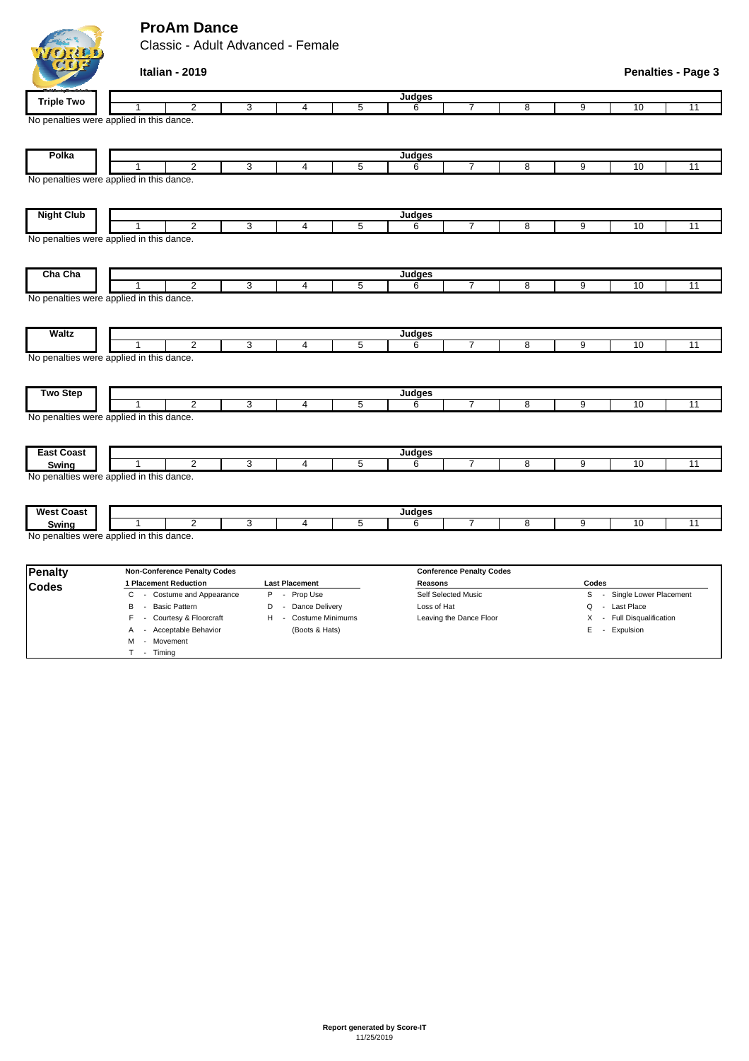# ProAm Dance

Classic - Adult Advanced - Female

**Italian - 2019**

**Penalties - Page 3**

| Triple Two | Judges | | | | | | | | | | |
|---|---|---|---|---|---|---|---|---|---|---|---|
| | 1 | 2 | 3 | 4 | 5 | 6 | 7 | 8 | 9 | 10 | 11 |

No penalties were applied in this dance.

| Polka | Judges | | | | | | | | | | |
|---|---|---|---|---|---|---|---|---|---|---|---|
| | 1 | 2 | 3 | 4 | 5 | 6 | 7 | 8 | 9 | 10 | 11 |

No penalties were applied in this dance.

| Night Club | Judges | | | | | | | | | | |
|---|---|---|---|---|---|---|---|---|---|---|---|
| | 1 | 2 | 3 | 4 | 5 | 6 | 7 | 8 | 9 | 10 | 11 |

No penalties were applied in this dance.

| Cha Cha | Judges | | | | | | | | | | |
|---|---|---|---|---|---|---|---|---|---|---|---|
| | 1 | 2 | 3 | 4 | 5 | 6 | 7 | 8 | 9 | 10 | 11 |

No penalties were applied in this dance.

| Waltz | Judges | | | | | | | | | | |
|---|---|---|---|---|---|---|---|---|---|---|---|
| | 1 | 2 | 3 | 4 | 5 | 6 | 7 | 8 | 9 | 10 | 11 |

No penalties were applied in this dance.

| Two Step | Judges | | | | | | | | | | |
|---|---|---|---|---|---|---|---|---|---|---|---|
| | 1 | 2 | 3 | 4 | 5 | 6 | 7 | 8 | 9 | 10 | 11 |

No penalties were applied in this dance.

| East Coast Swing | Judges | | | | | | | | | | |
|---|---|---|---|---|---|---|---|---|---|---|---|
| | 1 | 2 | 3 | 4 | 5 | 6 | 7 | 8 | 9 | 10 | 11 |

No penalties were applied in this dance.

| West Coast Swing | Judges | | | | | | | | | | |
|---|---|---|---|---|---|---|---|---|---|---|---|
| | 1 | 2 | 3 | 4 | 5 | 6 | 7 | 8 | 9 | 10 | 11 |

No penalties were applied in this dance.

**Penalty Codes**

**Non-Conference Penalty Codes**

| 1 Placement Reduction | Last Placement |
|---|---|
| C - Costume and Appearance | P - Prop Use |
| B - Basic Pattern | D - Dance Delivery |
| F - Courtesy & Floorcraft | H - Costume Minimums (Boots & Hats) |
| A - Acceptable Behavior | |
| M - Movement | |
| T - Timing | |

**Conference Penalty Codes**

| Reasons | Codes |
|---|---|
| Self Selected Music | S - Single Lower Placement |
| Loss of Hat | Q - Last Place |
| Leaving the Dance Floor | X - Full Disqualification |
| | E - Expulsion |

**Report generated by Score-IT**
11/25/2019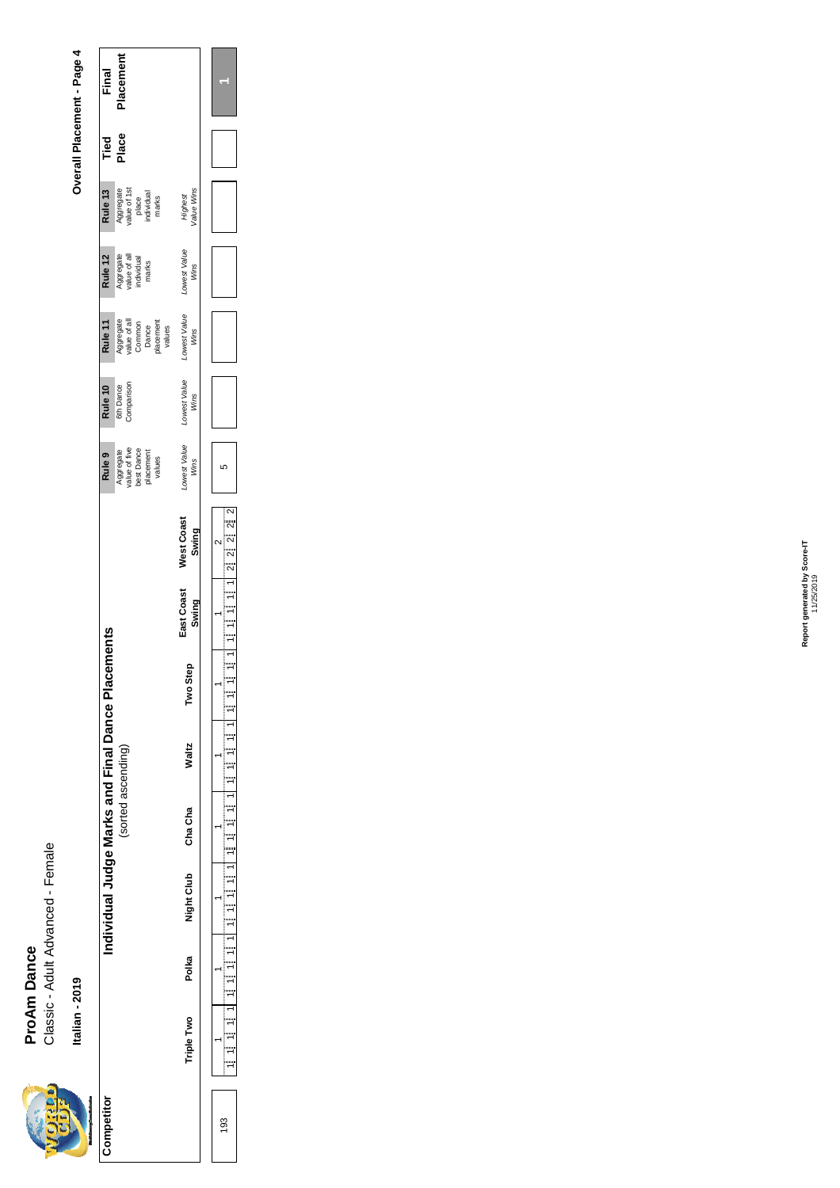# ProAm Dance

Classic - Adult Advanced - Female

**Italian - 2019**

**Overall Placement - Page 4**

| Competitor | Individual Judge Marks and Final Dance Placements (sorted ascending) | | | | | | | | Rule 9 | Rule 10 | Rule 11 | Rule 12 | Rule 13 | Tied Place | Final Placement |
|---|---|---|---|---|---|---|---|---|---|---|---|---|---|---|---|
| | Triple Two | Polka | Night Club | Cha Cha | Waltz | Two Step | East Coast Swing | West Coast Swing | Aggregate value of five best Dance placement values | 6th Dance Comparison | Aggregate value of all Common Dance placement values | Aggregate value of all individual marks | Aggregate value of 1st place individual marks | | |
| | | | | | | | | | *Lowest Value Wins* | *Lowest Value Wins* | *Lowest Value Wins* | *Lowest Value Wins* | *Highest Value Wins* | | |
| 193 | 1<br>1 1 1 1 1 | 1<br>1 1 1 1 1 | 1<br>1 1 1 1 1 | 1<br>1 1 1 1 1 | 1<br>1 1 1 1 1 | 1<br>1 1 1 1 1 | 1<br>1 1 1 1 1 | 2<br>2 2 2 2 2 | 5 | | | | | | 1 |

**Report generated by Score-IT**
11/25/2019